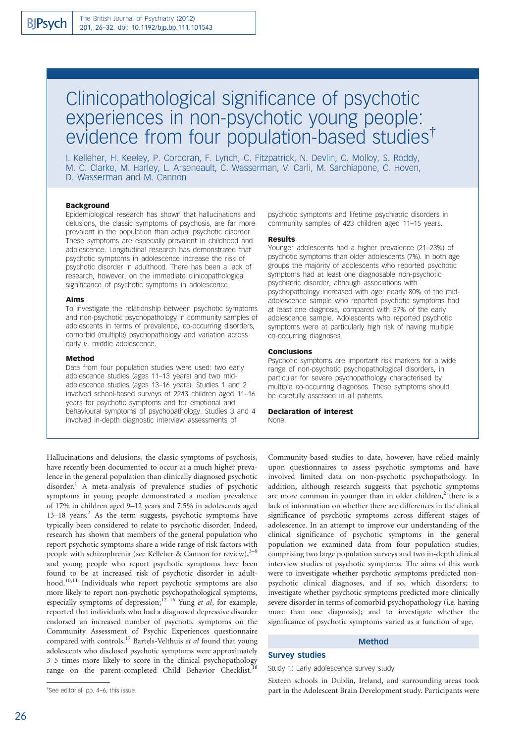# Clinicopathological significance of psychotic experiences in non-psychotic young people: evidence from four population-based studies[†]

I. Kelleher, H. Keeley, P. Corcoran, F. Lynch, C. Fitzpatrick, N. Devlin, C. Molloy, S. Roddy, M. C. Clarke, M. Harley, L. Arseneault, C. Wasserman, V. Carli, M. Sarchiapone, C. Hoven, D. Wasserman and M. Cannon

### Background

Epidemiological research has shown that hallucinations and delusions, the classic symptoms of psychosis, are far more prevalent in the population than actual psychotic disorder. These symptoms are especially prevalent in childhood and adolescence. Longitudinal research has demonstrated that psychotic symptoms in adolescence increase the risk of psychotic disorder in adulthood. There has been a lack of research, however, on the immediate clinicopathological significance of psychotic symptoms in adolescence.

### Aims

To investigate the relationship between psychotic symptoms and non-psychotic psychopathology in community samples of adolescents in terms of prevalence, co-occurring disorders, comorbid (multiple) psychopathology and variation across early *v.* middle adolescence.

### Method

Data from four population studies were used: two early adolescence studies (ages 11–13 years) and two mid-adolescence studies (ages 13–16 years). Studies 1 and 2 involved school-based surveys of 2243 children aged 11–16 years for psychotic symptoms and for emotional and behavioural symptoms of psychopathology. Studies 3 and 4 involved in-depth diagnostic interview assessments of psychotic symptoms and lifetime psychiatric disorders in community samples of 423 children aged 11–15 years.

### Results

Younger adolescents had a higher prevalence (21–23%) of psychotic symptoms than older adolescents (7%). In both age groups the majority of adolescents who reported psychotic symptoms had at least one diagnosable non-psychotic psychiatric disorder, although associations with psychopathology increased with age: nearly 80% of the mid-adolescence sample who reported psychotic symptoms had at least one diagnosis, compared with 57% of the early adolescence sample. Adolescents who reported psychotic symptoms were at particularly high risk of having multiple co-occurring diagnoses.

### Conclusions

Psychotic symptoms are important risk markers for a wide range of non-psychotic psychopathological disorders, in particular for severe psychopathology characterised by multiple co-occurring diagnoses. These symptoms should be carefully assessed in all patients.

### Declaration of interest

None.

---

Hallucinations and delusions, the classic symptoms of psychosis, have recently been documented to occur at a much higher prevalence in the general population than clinically diagnosed psychotic disorder.[1] A meta-analysis of prevalence studies of psychotic symptoms in young people demonstrated a median prevalence of 17% in children aged 9–12 years and 7.5% in adolescents aged 13–18 years.[2] As the term suggests, psychotic symptoms have typically been considered to relate to psychotic disorder. Indeed, research has shown that members of the general population who report psychotic symptoms share a wide range of risk factors with people with schizophrenia (see Kelleher & Cannon for review),[3–9] and young people who report psychotic symptoms have been found to be at increased risk of psychotic disorder in adulthood.[10,11] Individuals who report psychotic symptoms are also more likely to report non-psychotic psychopathological symptoms, especially symptoms of depression;[12–16] Yung *et al*, for example, reported that individuals who had a diagnosed depressive disorder endorsed an increased number of psychotic symptoms on the Community Assessment of Psychic Experiences questionnaire compared with controls.[17] Bartels-Velthuis *et al* found that young adolescents who disclosed psychotic symptoms were approximately 3–5 times more likely to score in the clinical psychopathology range on the parent-completed Child Behavior Checklist.[18] Community-based studies to date, however, have relied mainly upon questionnaires to assess psychotic symptoms and have involved limited data on non-psychotic psychopathology. In addition, although research suggests that psychotic symptoms are more common in younger than in older children,[2] there is a lack of information on whether there are differences in the clinical significance of psychotic symptoms across different stages of adolescence. In an attempt to improve our understanding of the clinical significance of psychotic symptoms in the general population we examined data from four population studies, comprising two large population surveys and two in-depth clinical interview studies of psychotic symptoms. The aims of this work were to investigate whether psychotic symptoms predicted non-psychotic clinical diagnoses, and if so, which disorders; to investigate whether psychotic symptoms predicted more clinically severe disorder in terms of comorbid psychopathology (i.e. having more than one diagnosis); and to investigate whether the significance of psychotic symptoms varied as a function of age.

## Method

### Survey studies

#### Study 1: Early adolescence survey study

Sixteen schools in Dublin, Ireland, and surrounding areas took part in the Adolescent Brain Development study. Participants were

[†]See editorial, pp. 4–6, this issue.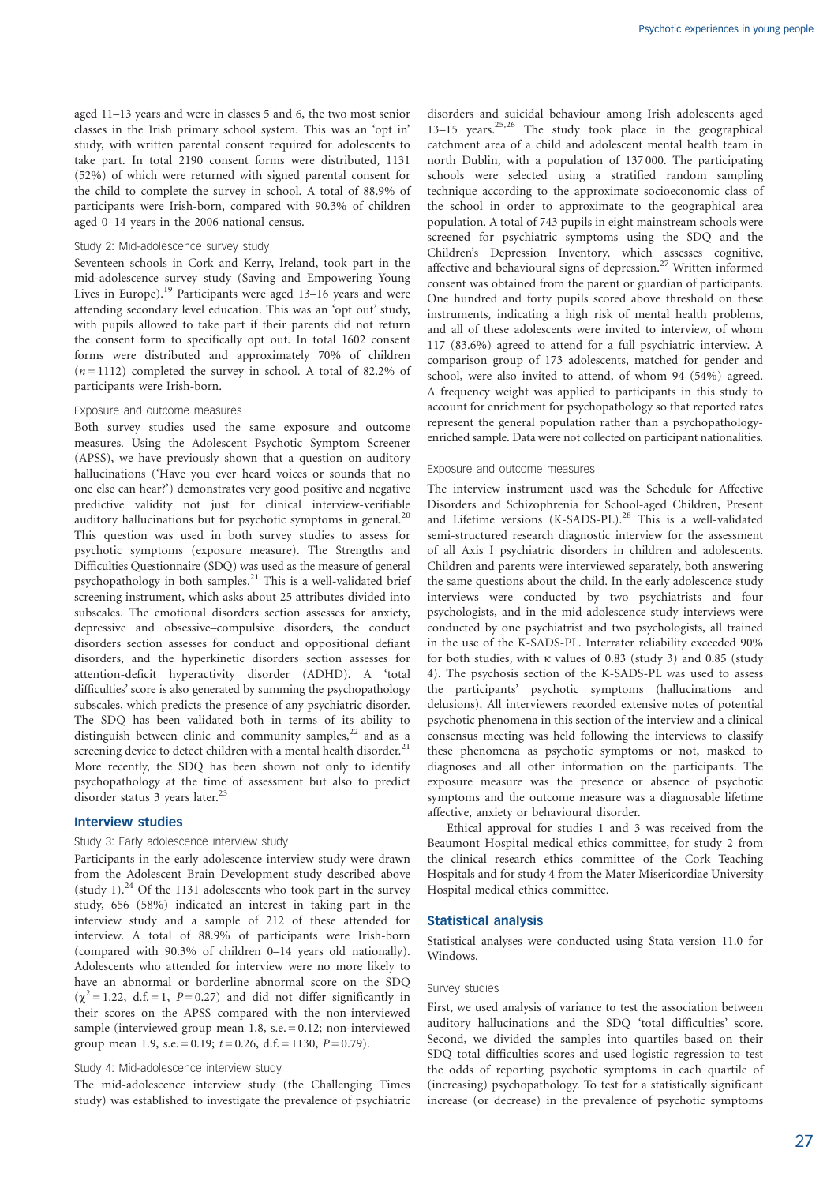aged 11–13 years and were in classes 5 and 6, the two most senior classes in the Irish primary school system. This was an 'opt in' study, with written parental consent required for adolescents to take part. In total 2190 consent forms were distributed, 1131 (52%) of which were returned with signed parental consent for the child to complete the survey in school. A total of 88.9% of participants were Irish-born, compared with 90.3% of children aged 0–14 years in the 2006 national census.

### Study 2: Mid-adolescence survey study

Seventeen schools in Cork and Kerry, Ireland, took part in the mid-adolescence survey study (Saving and Empowering Young Lives in Europe).[19] Participants were aged 13–16 years and were attending secondary level education. This was an 'opt out' study, with pupils allowed to take part if their parents did not return the consent form to specifically opt out. In total 1602 consent forms were distributed and approximately 70% of children ($n = 1112$) completed the survey in school. A total of 82.2% of participants were Irish-born.

### Exposure and outcome measures

Both survey studies used the same exposure and outcome measures. Using the Adolescent Psychotic Symptom Screener (APSS), we have previously shown that a question on auditory hallucinations ('Have you ever heard voices or sounds that no one else can hear?') demonstrates very good positive and negative predictive validity not just for clinical interview-verifiable auditory hallucinations but for psychotic symptoms in general.[20] This question was used in both survey studies to assess for psychotic symptoms (exposure measure). The Strengths and Difficulties Questionnaire (SDQ) was used as the measure of general psychopathology in both samples.[21] This is a well-validated brief screening instrument, which asks about 25 attributes divided into subscales. The emotional disorders section assesses for anxiety, depressive and obsessive–compulsive disorders, the conduct disorders section assesses for conduct and oppositional defiant disorders, and the hyperkinetic disorders section assesses for attention-deficit hyperactivity disorder (ADHD). A 'total difficulties' score is also generated by summing the psychopathology subscales, which predicts the presence of any psychiatric disorder. The SDQ has been validated both in terms of its ability to distinguish between clinic and community samples,[22] and as a screening device to detect children with a mental health disorder.[21] More recently, the SDQ has been shown not only to identify psychopathology at the time of assessment but also to predict disorder status 3 years later.[23]

## Interview studies

### Study 3: Early adolescence interview study

Participants in the early adolescence interview study were drawn from the Adolescent Brain Development study described above (study 1).[24] Of the 1131 adolescents who took part in the survey study, 656 (58%) indicated an interest in taking part in the interview study and a sample of 212 of these attended for interview. A total of 88.9% of participants were Irish-born (compared with 90.3% of children 0–14 years old nationally). Adolescents who attended for interview were no more likely to have an abnormal or borderline abnormal score on the SDQ ($\chi^2 = 1.22$, d.f. = 1, $P = 0.27$) and did not differ significantly in their scores on the APSS compared with the non-interviewed sample (interviewed group mean 1.8, s.e. = 0.12; non-interviewed group mean 1.9, s.e. = 0.19; $t = 0.26$, d.f. = 1130, $P = 0.79$).

### Study 4: Mid-adolescence interview study

The mid-adolescence interview study (the Challenging Times study) was established to investigate the prevalence of psychiatric disorders and suicidal behaviour among Irish adolescents aged 13–15 years.[25,26] The study took place in the geographical catchment area of a child and adolescent mental health team in north Dublin, with a population of 137 000. The participating schools were selected using a stratified random sampling technique according to the approximate socioeconomic class of the school in order to approximate to the geographical area population. A total of 743 pupils in eight mainstream schools were screened for psychiatric symptoms using the SDQ and the Children's Depression Inventory, which assesses cognitive, affective and behavioural signs of depression.[27] Written informed consent was obtained from the parent or guardian of participants. One hundred and forty pupils scored above threshold on these instruments, indicating a high risk of mental health problems, and all of these adolescents were invited to interview, of whom 117 (83.6%) agreed to attend for a full psychiatric interview. A comparison group of 173 adolescents, matched for gender and school, were also invited to attend, of whom 94 (54%) agreed. A frequency weight was applied to participants in this study to account for enrichment for psychopathology so that reported rates represent the general population rather than a psychopathology-enriched sample. Data were not collected on participant nationalities.

### Exposure and outcome measures

The interview instrument used was the Schedule for Affective Disorders and Schizophrenia for School-aged Children, Present and Lifetime versions (K-SADS-PL).[28] This is a well-validated semi-structured research diagnostic interview for the assessment of all Axis I psychiatric disorders in children and adolescents. Children and parents were interviewed separately, both answering the same questions about the child. In the early adolescence study interviews were conducted by two psychiatrists and four psychologists, and in the mid-adolescence study interviews were conducted by one psychiatrist and two psychologists, all trained in the use of the K-SADS-PL. Interrater reliability exceeded 90% for both studies, with $\kappa$ values of 0.83 (study 3) and 0.85 (study 4). The psychosis section of the K-SADS-PL was used to assess the participants' psychotic symptoms (hallucinations and delusions). All interviewers recorded extensive notes of potential psychotic phenomena in this section of the interview and a clinical consensus meeting was held following the interviews to classify these phenomena as psychotic symptoms or not, masked to diagnoses and all other information on the participants. The exposure measure was the presence or absence of psychotic symptoms and the outcome measure was a diagnosable lifetime affective, anxiety or behavioural disorder.

Ethical approval for studies 1 and 3 was received from the Beaumont Hospital medical ethics committee, for study 2 from the clinical research ethics committee of the Cork Teaching Hospitals and for study 4 from the Mater Misericordiae University Hospital medical ethics committee.

## Statistical analysis

Statistical analyses were conducted using Stata version 11.0 for Windows.

### Survey studies

First, we used analysis of variance to test the association between auditory hallucinations and the SDQ 'total difficulties' score. Second, we divided the samples into quartiles based on their SDQ total difficulties scores and used logistic regression to test the odds of reporting psychotic symptoms in each quartile of (increasing) psychopathology. To test for a statistically significant increase (or decrease) in the prevalence of psychotic symptoms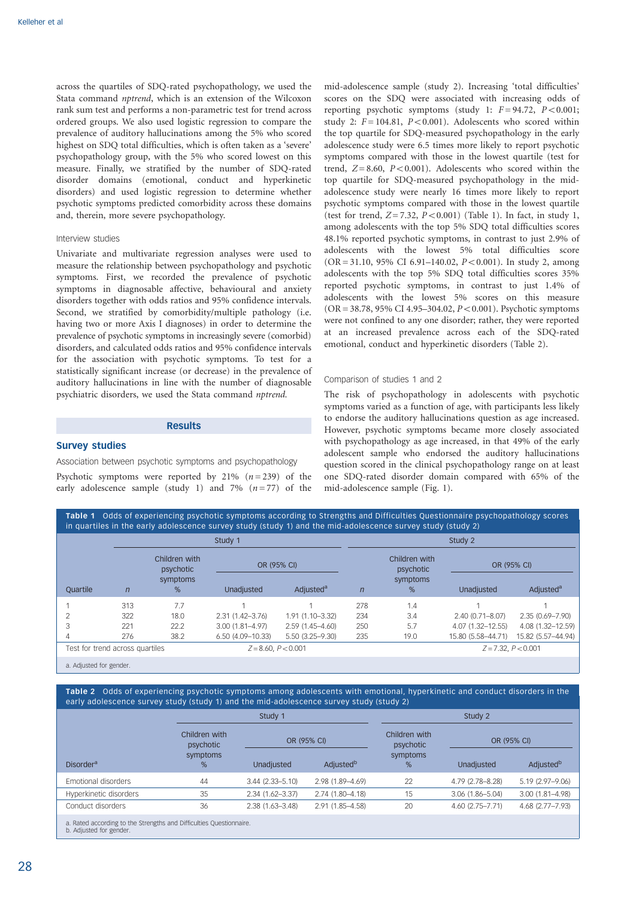across the quartiles of SDQ-rated psychopathology, we used the Stata command *nptrend*, which is an extension of the Wilcoxon rank sum test and performs a non-parametric test for trend across ordered groups. We also used logistic regression to compare the prevalence of auditory hallucinations among the 5% who scored highest on SDQ total difficulties, which is often taken as a 'severe' psychopathology group, with the 5% who scored lowest on this measure. Finally, we stratified by the number of SDQ-rated disorder domains (emotional, conduct and hyperkinetic disorders) and used logistic regression to determine whether psychotic symptoms predicted comorbidity across these domains and, therein, more severe psychopathology.

### Interview studies

Univariate and multivariate regression analyses were used to measure the relationship between psychopathology and psychotic symptoms. First, we recorded the prevalence of psychotic symptoms in diagnosable affective, behavioural and anxiety disorders together with odds ratios and 95% confidence intervals. Second, we stratified by comorbidity/multiple pathology (i.e. having two or more Axis I diagnoses) in order to determine the prevalence of psychotic symptoms in increasingly severe (comorbid) disorders, and calculated odds ratios and 95% confidence intervals for the association with psychotic symptoms. To test for a statistically significant increase (or decrease) in the prevalence of auditory hallucinations in line with the number of diagnosable psychiatric disorders, we used the Stata command *nptrend*.

## Results

## Survey studies

### Association between psychotic symptoms and psychopathology

Psychotic symptoms were reported by 21% ($n=239$) of the early adolescence sample (study 1) and 7% ($n=77$) of the mid-adolescence sample (study 2). Increasing 'total difficulties' scores on the SDQ were associated with increasing odds of reporting psychotic symptoms (study 1: $F=94.72$, $P<0.001$; study 2: $F=104.81$, $P<0.001$). Adolescents who scored within the top quartile for SDQ-measured psychopathology in the early adolescence study were 6.5 times more likely to report psychotic symptoms compared with those in the lowest quartile (test for trend, $Z=8.60$, $P<0.001$). Adolescents who scored within the top quartile for SDQ-measured psychopathology in the mid-adolescence study were nearly 16 times more likely to report psychotic symptoms compared with those in the lowest quartile (test for trend, $Z=7.32$, $P<0.001$) (Table 1). In fact, in study 1, among adolescents with the top 5% SDQ total difficulties scores 48.1% reported psychotic symptoms, in contrast to just 2.9% of adolescents with the lowest 5% total difficulties score (OR = 31.10, 95% CI 6.91–140.02, $P<0.001$). In study 2, among adolescents with the top 5% SDQ total difficulties scores 35% reported psychotic symptoms, in contrast to just 1.4% of adolescents with the lowest 5% scores on this measure (OR = 38.78, 95% CI 4.95–304.02, $P<0.001$). Psychotic symptoms were not confined to any one disorder; rather, they were reported at an increased prevalence across each of the SDQ-rated emotional, conduct and hyperkinetic disorders (Table 2).

### Comparison of studies 1 and 2

The risk of psychopathology in adolescents with psychotic symptoms varied as a function of age, with participants less likely to endorse the auditory hallucinations question as age increased. However, psychotic symptoms became more closely associated with psychopathology as age increased, in that 49% of the early adolescent sample who endorsed the auditory hallucinations question scored in the clinical psychopathology range on at least one SDQ-rated disorder domain compared with 65% of the mid-adolescence sample (Fig. 1).

**Table 1** Odds of experiencing psychotic symptoms according to Strengths and Difficulties Questionnaire psychopathology scores in quartiles in the early adolescence survey study (study 1) and the mid-adolescence survey study (study 2)

| | Study 1 | | | | Study 2 | | | |
|---|---|---|---|---|---|---|---|---|
| | | Children with psychotic symptoms | OR (95% CI) | | | Children with psychotic symptoms | OR (95% CI) | |
| Quartile | *n* | % | Unadjusted | Adjusted[a] | *n* | % | Unadjusted | Adjusted[a] |
| 1 | 313 | 7.7 | 1 | 1 | 278 | 1.4 | 1 | 1 |
| 2 | 322 | 18.0 | 2.31 (1.42–3.76) | 1.91 (1.10–3.32) | 234 | 3.4 | 2.40 (0.71–8.07) | 2.35 (0.69–7.90) |
| 3 | 221 | 22.2 | 3.00 (1.81–4.97) | 2.59 (1.45–4.60) | 250 | 5.7 | 4.07 (1.32–12.55) | 4.08 (1.32–12.59) |
| 4 | 276 | 38.2 | 6.50 (4.09–10.33) | 5.50 (3.25–9.30) | 235 | 19.0 | 15.80 (5.58–44.71) | 15.82 (5.57–44.94) |
| Test for trend across quartiles | | $Z=8.60$, $P<0.001$ | | | | $Z=7.32$, $P<0.001$ | | |

a. Adjusted for gender.

**Table 2** Odds of experiencing psychotic symptoms among adolescents with emotional, hyperkinetic and conduct disorders in the early adolescence survey study (study 1) and the mid-adolescence survey study (study 2)

| | Study 1 | | | Study 2 | | |
|---|---|---|---|---|---|---|
| | Children with psychotic symptoms | OR (95% CI) | | Children with psychotic symptoms | OR (95% CI) | |
| Disorder[a] | % | Unadjusted | Adjusted[b] | % | Unadjusted | Adjusted[b] |
| Emotional disorders | 44 | 3.44 (2.33–5.10) | 2.98 (1.89–4.69) | 22 | 4.79 (2.78–8.28) | 5.19 (2.97–9.06) |
| Hyperkinetic disorders | 35 | 2.34 (1.62–3.37) | 2.74 (1.80–4.18) | 15 | 3.06 (1.86–5.04) | 3.00 (1.81–4.98) |
| Conduct disorders | 36 | 2.38 (1.63–3.48) | 2.91 (1.85–4.58) | 20 | 4.60 (2.75–7.71) | 4.68 (2.77–7.93) |

a. Rated according to the Strengths and Difficulties Questionnaire.
b. Adjusted for gender.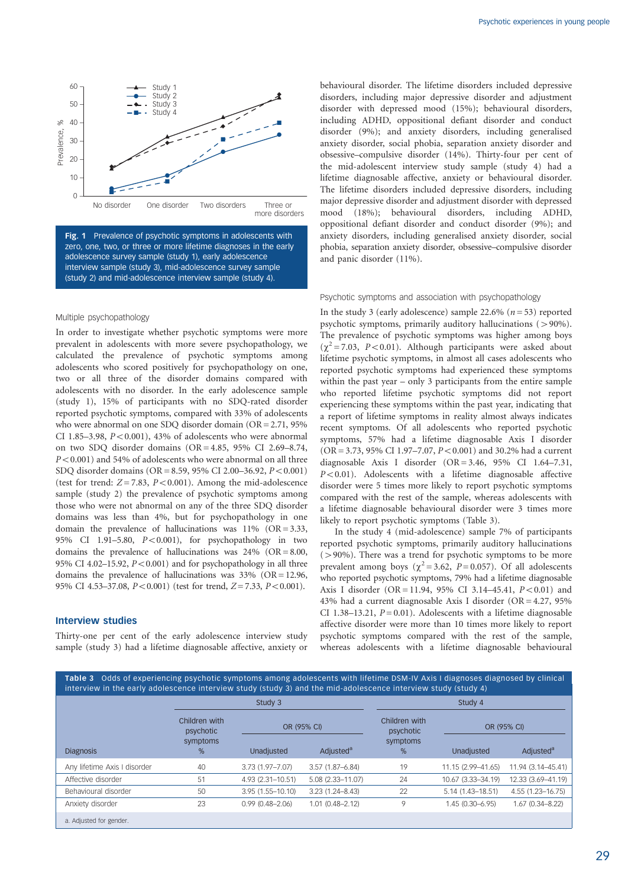**Fig. 1** Prevalence of psychotic symptoms in adolescents with zero, one, two, or three or more lifetime diagnoses in the early adolescence survey sample (study 1), early adolescence interview sample (study 3), mid-adolescence survey sample (study 2) and mid-adolescence interview sample (study 4).

### Multiple psychopathology

In order to investigate whether psychotic symptoms were more prevalent in adolescents with more severe psychopathology, we calculated the prevalence of psychotic symptoms among adolescents who scored positively for psychopathology on one, two or all three of the disorder domains compared with adolescents with no disorder. In the early adolescence sample (study 1), 15% of participants with no SDQ-rated disorder reported psychotic symptoms, compared with 33% of adolescents who were abnormal on one SDQ disorder domain (OR = 2.71, 95% CI 1.85–3.98, $P<0.001$), 43% of adolescents who were abnormal on two SDQ disorder domains (OR = 4.85, 95% CI 2.69–8.74, $P<0.001$) and 54% of adolescents who were abnormal on all three SDQ disorder domains (OR = 8.59, 95% CI 2.00–36.92, $P<0.001$) (test for trend: $Z=7.83$, $P<0.001$). Among the mid-adolescence sample (study 2) the prevalence of psychotic symptoms among those who were not abnormal on any of the three SDQ disorder domains was less than 4%, but for psychopathology in one domain the prevalence of hallucinations was 11% (OR = 3.33, 95% CI 1.91–5.80, $P<0.001$), for psychopathology in two domains the prevalence of hallucinations was 24% (OR = 8.00, 95% CI 4.02–15.92, $P<0.001$) and for psychopathology in all three domains the prevalence of hallucinations was 33% (OR = 12.96, 95% CI 4.53–37.08, $P<0.001$) (test for trend, $Z=7.33$, $P<0.001$).

## Interview studies

Thirty-one per cent of the early adolescence interview study sample (study 3) had a lifetime diagnosable affective, anxiety or behavioural disorder. The lifetime disorders included depressive disorders, including major depressive disorder and adjustment disorder with depressed mood (15%); behavioural disorders, including ADHD, oppositional defiant disorder and conduct disorder (9%); and anxiety disorders, including generalised anxiety disorder, social phobia, separation anxiety disorder and obsessive–compulsive disorder (14%). Thirty-four per cent of the mid-adolescent interview study sample (study 4) had a lifetime diagnosable affective, anxiety or behavioural disorder. The lifetime disorders included depressive disorders, including major depressive disorder and adjustment disorder with depressed mood (18%); behavioural disorders, including ADHD, oppositional defiant disorder and conduct disorder (9%); and anxiety disorders, including generalised anxiety disorder, social phobia, separation anxiety disorder, obsessive–compulsive disorder and panic disorder (11%).

### Psychotic symptoms and association with psychopathology

In the study 3 (early adolescence) sample 22.6% ($n=53$) reported psychotic symptoms, primarily auditory hallucinations (>90%). The prevalence of psychotic symptoms was higher among boys ($\chi^2=7.03$, $P<0.01$). Although participants were asked about lifetime psychotic symptoms, in almost all cases adolescents who reported psychotic symptoms had experienced these symptoms within the past year – only 3 participants from the entire sample who reported lifetime psychotic symptoms did not report experiencing these symptoms within the past year, indicating that a report of lifetime symptoms in reality almost always indicates recent symptoms. Of all adolescents who reported psychotic symptoms, 57% had a lifetime diagnosable Axis I disorder (OR = 3.73, 95% CI 1.97–7.07, $P<0.001$) and 30.2% had a current diagnosable Axis I disorder (OR = 3.46, 95% CI 1.64–7.31, $P<0.01$). Adolescents with a lifetime diagnosable affective disorder were 5 times more likely to report psychotic symptoms compared with the rest of the sample, whereas adolescents with a lifetime diagnosable behavioural disorder were 3 times more likely to report psychotic symptoms (Table 3).

In the study 4 (mid-adolescence) sample 7% of participants reported psychotic symptoms, primarily auditory hallucinations (>90%). There was a trend for psychotic symptoms to be more prevalent among boys ($\chi^2=3.62$, $P=0.057$). Of all adolescents who reported psychotic symptoms, 79% had a lifetime diagnosable Axis I disorder (OR = 11.94, 95% CI 3.14–45.41, $P<0.01$) and 43% had a current diagnosable Axis I disorder (OR = 4.27, 95% CI 1.38–13.21, $P=0.01$). Adolescents with a lifetime diagnosable affective disorder were more than 10 times more likely to report psychotic symptoms compared with the rest of the sample, whereas adolescents with a lifetime diagnosable behavioural

**Table 3** Odds of experiencing psychotic symptoms among adolescents with lifetime DSM-IV Axis I diagnoses diagnosed by clinical interview in the early adolescence interview study (study 3) and the mid-adolescence interview study (study 4)

| | Study 3 | | | Study 4 | | |
|---|---|---|---|---|---|---|
| | Children with psychotic symptoms | OR (95% CI) | | Children with psychotic symptoms | OR (95% CI) | |
| Diagnosis | % | Unadjusted | Adjusted[a] | % | Unadjusted | Adjusted[a] |
| Any lifetime Axis I disorder | 40 | 3.73 (1.97–7.07) | 3.57 (1.87–6.84) | 19 | 11.15 (2.99–41.65) | 11.94 (3.14–45.41) |
| Affective disorder | 51 | 4.93 (2.31–10.51) | 5.08 (2.33–11.07) | 24 | 10.67 (3.33–34.19) | 12.33 (3.69–41.19) |
| Behavioural disorder | 50 | 3.95 (1.55–10.10) | 3.23 (1.24–8.43) | 22 | 5.14 (1.43–18.51) | 4.55 (1.23–16.75) |
| Anxiety disorder | 23 | 0.99 (0.48–2.06) | 1.01 (0.48–2.12) | 9 | 1.45 (0.30–6.95) | 1.67 (0.34–8.22) |

a. Adjusted for gender.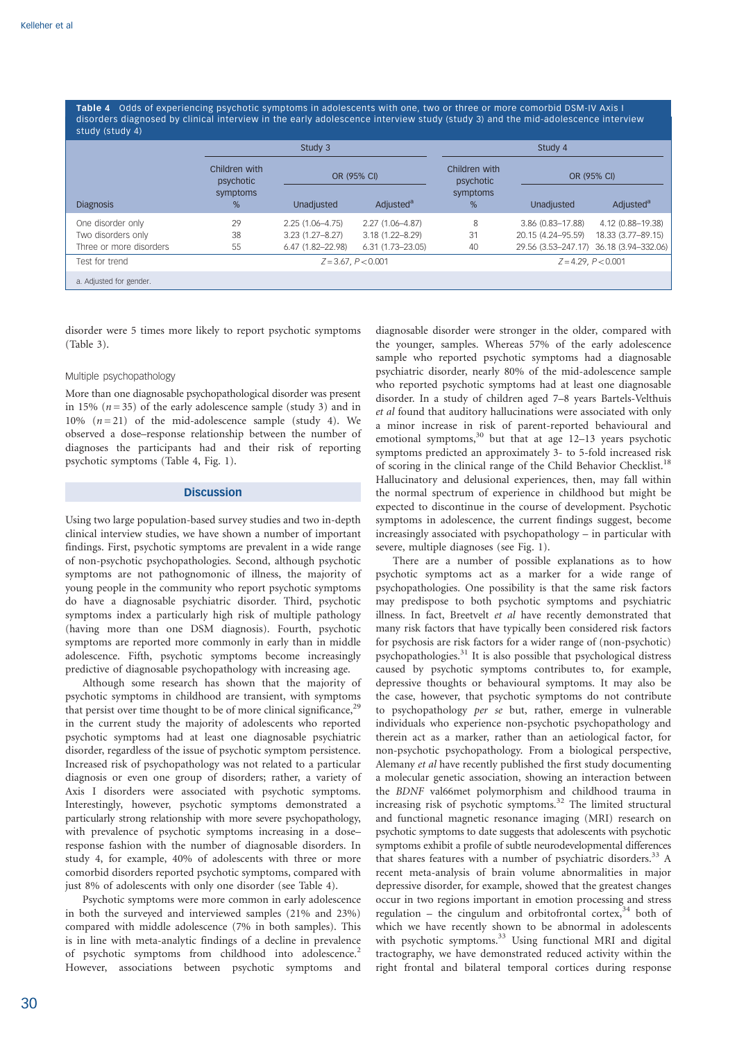**Table 4** Odds of experiencing psychotic symptoms in adolescents with one, two or three or more comorbid DSM-IV Axis I disorders diagnosed by clinical interview in the early adolescence interview study (study 3) and the mid-adolescence interview study (study 4)

| | Study 3 | | | Study 4 | | |
|---|---|---|---|---|---|---|
| | Children with psychotic symptoms | OR (95% CI) | | Children with psychotic symptoms | OR (95% CI) | |
| Diagnosis | % | Unadjusted | Adjusted[a] | % | Unadjusted | Adjusted[a] |
| One disorder only | 29 | 2.25 (1.06–4.75) | 2.27 (1.06–4.87) | 8 | 3.86 (0.83–17.88) | 4.12 (0.88–19.38) |
| Two disorders only | 38 | 3.23 (1.27–8.27) | 3.18 (1.22–8.29) | 31 | 20.15 (4.24–95.59) | 18.33 (3.77–89.15) |
| Three or more disorders | 55 | 6.47 (1.82–22.98) | 6.31 (1.73–23.05) | 40 | 29.56 (3.53–247.17) | 36.18 (3.94–332.06) |
| Test for trend | $Z=3.67$, $P<0.001$ | | | $Z=4.29$, $P<0.001$ | | |

a. Adjusted for gender.

disorder were 5 times more likely to report psychotic symptoms (Table 3).

### Multiple psychopathology

More than one diagnosable psychopathological disorder was present in 15% ($n=35$) of the early adolescence sample (study 3) and in 10% ($n=21$) of the mid-adolescence sample (study 4). We observed a dose–response relationship between the number of diagnoses the participants had and their risk of reporting psychotic symptoms (Table 4, Fig. 1).

## Discussion

Using two large population-based survey studies and two in-depth clinical interview studies, we have shown a number of important findings. First, psychotic symptoms are prevalent in a wide range of non-psychotic psychopathologies. Second, although psychotic symptoms are not pathognomonic of illness, the majority of young people in the community who report psychotic symptoms do have a diagnosable psychiatric disorder. Third, psychotic symptoms index a particularly high risk of multiple pathology (having more than one DSM diagnosis). Fourth, psychotic symptoms are reported more commonly in early than in middle adolescence. Fifth, psychotic symptoms become increasingly predictive of diagnosable psychopathology with increasing age.

Although some research has shown that the majority of psychotic symptoms in childhood are transient, with symptoms that persist over time thought to be of more clinical significance,[29] in the current study the majority of adolescents who reported psychotic symptoms had at least one diagnosable psychiatric disorder, regardless of the issue of psychotic symptom persistence. Increased risk of psychopathology was not related to a particular diagnosis or even one group of disorders; rather, a variety of Axis I disorders were associated with psychotic symptoms. Interestingly, however, psychotic symptoms demonstrated a particularly strong relationship with more severe psychopathology, with prevalence of psychotic symptoms increasing in a dose–response fashion with the number of diagnosable disorders. In study 4, for example, 40% of adolescents with three or more comorbid disorders reported psychotic symptoms, compared with just 8% of adolescents with only one disorder (see Table 4).

Psychotic symptoms were more common in early adolescence in both the surveyed and interviewed samples (21% and 23%) compared with middle adolescence (7% in both samples). This is in line with meta-analytic findings of a decline in prevalence of psychotic symptoms from childhood into adolescence.[2] However, associations between psychotic symptoms and diagnosable disorder were stronger in the older, compared with the younger, samples. Whereas 57% of the early adolescence sample who reported psychotic symptoms had a diagnosable psychiatric disorder, nearly 80% of the mid-adolescence sample who reported psychotic symptoms had at least one diagnosable disorder. In a study of children aged 7–8 years Bartels-Velthuis *et al* found that auditory hallucinations were associated with only a minor increase in risk of parent-reported behavioural and emotional symptoms,[30] but that at age 12–13 years psychotic symptoms predicted an approximately 3- to 5-fold increased risk of scoring in the clinical range of the Child Behavior Checklist.[18] Hallucinatory and delusional experiences, then, may fall within the normal spectrum of experience in childhood but might be expected to discontinue in the course of development. Psychotic symptoms in adolescence, the current findings suggest, become increasingly associated with psychopathology – in particular with severe, multiple diagnoses (see Fig. 1).

There are a number of possible explanations as to how psychotic symptoms act as a marker for a wide range of psychopathologies. One possibility is that the same risk factors may predispose to both psychotic symptoms and psychiatric illness. In fact, Breetvelt *et al* have recently demonstrated that many risk factors that have typically been considered risk factors for psychosis are risk factors for a wider range of (non-psychotic) psychopathologies.[31] It is also possible that psychological distress caused by psychotic symptoms contributes to, for example, depressive thoughts or behavioural symptoms. It may also be the case, however, that psychotic symptoms do not contribute to psychopathology *per se* but, rather, emerge in vulnerable individuals who experience non-psychotic psychopathology and therein act as a marker, rather than an aetiological factor, for non-psychotic psychopathology. From a biological perspective, Alemany *et al* have recently published the first study documenting a molecular genetic association, showing an interaction between the *BDNF* val66met polymorphism and childhood trauma in increasing risk of psychotic symptoms.[32] The limited structural and functional magnetic resonance imaging (MRI) research on psychotic symptoms to date suggests that adolescents with psychotic symptoms exhibit a profile of subtle neurodevelopmental differences that shares features with a number of psychiatric disorders.[33] A recent meta-analysis of brain volume abnormalities in major depressive disorder, for example, showed that the greatest changes occur in two regions important in emotion processing and stress regulation – the cingulum and orbitofrontal cortex,[34] both of which we have recently shown to be abnormal in adolescents with psychotic symptoms.[33] Using functional MRI and digital tractography, we have demonstrated reduced activity within the right frontal and bilateral temporal cortices during response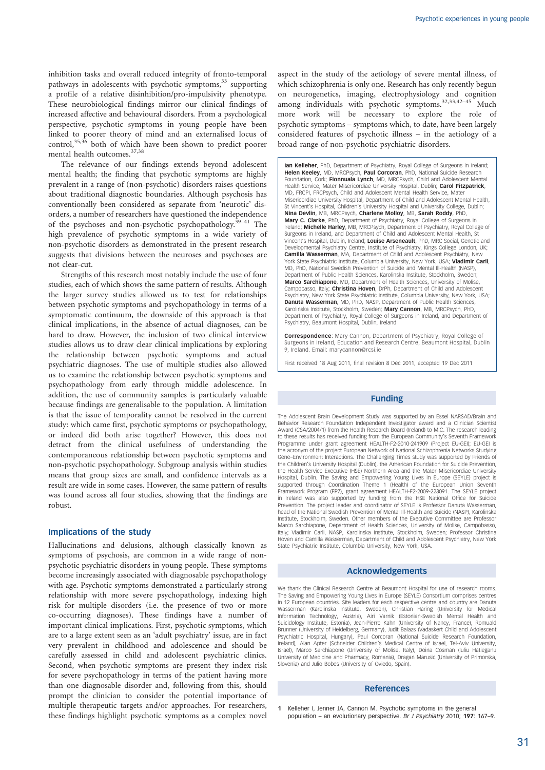inhibition tasks and overall reduced integrity of fronto-temporal pathways in adolescents with psychotic symptoms,[33] supporting a profile of a relative disinhibition/pro-impulsivity phenotype. These neurobiological findings mirror our clinical findings of increased affective and behavioural disorders. From a psychological perspective, psychotic symptoms in young people have been linked to poorer theory of mind and an externalised locus of control,[35,36] both of which have been shown to predict poorer mental health outcomes.[37,38]

The relevance of our findings extends beyond adolescent mental health; the finding that psychotic symptoms are highly prevalent in a range of (non-psychotic) disorders raises questions about traditional diagnostic boundaries. Although psychosis has conventionally been considered as separate from 'neurotic' disorders, a number of researchers have questioned the independence of the psychoses and non-psychotic psychopathology.[39–41] The high prevalence of psychotic symptoms in a wide variety of non-psychotic disorders as demonstrated in the present research suggests that divisions between the neuroses and psychoses are not clear-cut.

Strengths of this research most notably include the use of four studies, each of which shows the same pattern of results. Although the larger survey studies allowed us to test for relationships between psychotic symptoms and psychopathology in terms of a symptomatic continuum, the downside of this approach is that clinical implications, in the absence of actual diagnoses, can be hard to draw. However, the inclusion of two clinical interview studies allows us to draw clear clinical implications by exploring the relationship between psychotic symptoms and actual psychiatric diagnoses. The use of multiple studies also allowed us to examine the relationship between psychotic symptoms and psychopathology from early through middle adolescence. In addition, the use of community samples is particularly valuable because findings are generalisable to the population. A limitation is that the issue of temporality cannot be resolved in the current study: which came first, psychotic symptoms or psychopathology, or indeed did both arise together? However, this does not detract from the clinical usefulness of understanding the contemporaneous relationship between psychotic symptoms and non-psychotic psychopathology. Subgroup analysis within studies means that group sizes are small, and confidence intervals as a result are wide in some cases. However, the same pattern of results was found across all four studies, showing that the findings are robust.

## Implications of the study

Hallucinations and delusions, although classically known as symptoms of psychosis, are common in a wide range of non-psychotic psychiatric disorders in young people. These symptoms become increasingly associated with diagnosable psychopathology with age. Psychotic symptoms demonstrated a particularly strong relationship with more severe psychopathology, indexing high risk for multiple disorders (i.e. the presence of two or more co-occurring diagnoses). These findings have a number of important clinical implications. First, psychotic symptoms, which are to a large extent seen as an 'adult psychiatry' issue, are in fact very prevalent in childhood and adolescence and should be carefully assessed in child and adolescent psychiatric clinics. Second, when psychotic symptoms are present they index risk for severe psychopathology in terms of the patient having more than one diagnosable disorder and, following from this, should prompt the clinician to consider the potential importance of multiple therapeutic targets and/or approaches. For researchers, these findings highlight psychotic symptoms as a complex novel aspect in the study of the aetiology of severe mental illness, of which schizophrenia is only one. Research has only recently begun on neurogenetics, imaging, electrophysiology and cognition among individuals with psychotic symptoms.[32,33,42–45] Much more work will be necessary to explore the role of psychotic symptoms – symptoms which, to date, have been largely considered features of psychotic illness – in the aetiology of a broad range of non-psychotic psychiatric disorders.

**Ian Kelleher**, PhD, Department of Psychiatry, Royal College of Surgeons in Ireland; **Helen Keeley**, MD, MRCPsych, **Paul Corcoran**, PhD, National Suicide Research Foundation, Cork; **Fionnuala Lynch**, MD, MRCPsych, Child and Adolescent Mental Health Service, Mater Misericordiae University Hospital, Dublin; **Carol Fitzpatrick**, MD, FRCPI, FRCPsych, Child and Adolescent Mental Health Service, Mater Misericordiae University Hospital, Department of Child and Adolescent Mental Health, St Vincent's Hospital, Children's University Hospital and University College, Dublin; **Nina Devlin**, MB, MRCPsych, **Charlene Molloy**, MB, **Sarah Roddy**, PhD, **Mary C. Clarke**, PhD, Department of Psychiatry, Royal College of Surgeons in Ireland; **Michelle Harley**, MB, MRCPsych, Department of Psychiatry, Royal College of Surgeons in Ireland, and Department of Child and Adolescent Mental Health, St Vincent's Hospital, Dublin, Ireland; **Louise Arseneault**, PhD, MRC Social, Genetic and Developmental Psychiatry Centre, Institute of Psychiatry, Kings College London, UK; **Camilla Wasserman**, MA, Department of Child and Adolescent Psychiatry, New York State Psychiatric Institute, Columbia University, New York, USA; **Vladimir Carli**, MD, PhD, National Swedish Prevention of Suicide and Mental Ill-Health (NASP), Department of Public Health Sciences, Karolinska Institute, Stockholm, Sweden; **Marco Sarchiapone**, MD, Department of Health Sciences, University of Molise, Campobasso, Italy; **Christina Hoven**, DrPh, Department of Child and Adolescent Psychiatry, New York State Psychiatric Institute, Columbia University, New York, USA; **Danuta Wasserman**, MD, PhD, NASP, Department of Public Health Sciences, Karolinska Institute, Stockholm, Sweden; **Mary Cannon**, MB, MRCPsych, PhD, Department of Psychiatry, Royal College of Surgeons in Ireland, and Department of Psychiatry, Beaumont Hospital, Dublin, Ireland

**Correspondence**: Mary Cannon, Department of Psychiatry, Royal College of Surgeons in Ireland, Education and Research Centre, Beaumont Hospital, Dublin 9, Ireland. Email: marycannon@rcsi.ie

First received 18 Aug 2011, final revision 8 Dec 2011, accepted 19 Dec 2011

## Funding

The Adolescent Brain Development Study was supported by an Essel NARSAD/Brain and Behavior Research Foundation Independent Investigator award and a Clinician Scientist Award (CSA/2004/1) from the Health Research Board (Ireland) to M.C. The research leading to these results has received funding from the European Community's Seventh Framework Programme under grant agreement HEALTH-F2-2010-241909 (Project EU-GEI); EU-GEI is the acronym of the project European Network of National Schizophrenia Networks Studying Gene–Environment Interactions. The Challenging Times study was supported by Friends of the Children's University Hospital (Dublin), the American Foundation for Suicide Prevention, the Health Service Executive (HSE) Northern Area and the Mater Misericordiae University Hospital, Dublin. The Saving and Empowering Young Lives in Europe (SEYLE) project is supported through Coordination Theme 1 (Health) of the European Union Seventh Framework Program (FP7), grant agreement HEALTH-F2-2009-223091. The SEYLE project in Ireland was also supported by funding from the HSE National Office for Suicide Prevention. The project leader and coordinator of SEYLE is Professor Danuta Wasserman, head of the National Swedish Prevention of Mental Ill-Health and Suicide (NASP), Karolinska Institute, Stockholm, Sweden. Other members of the Executive Committee are Professor Marco Sarchiapone, Department of Health Sciences, University of Molise, Campobasso, Italy; Vladimir Carli, NASP, Karolinska Institute, Stockholm, Sweden; Professor Christina Hoven and Camilla Wasserman, Department of Child and Adolescent Psychiatry, New York State Psychiatric Institute, Columbia University, New York, USA.

## Acknowledgements

We thank the Clinical Research Centre at Beaumont Hospital for use of research rooms. The Saving and Empowering Young Lives in Europe (SEYLE) Consortium comprises centres in 12 European countries. Site leaders for each respective centre and country are Danuta Wasserman (Karolinska Institute, Sweden), Christian Haring (University for Medical Information Technology, Austria), Airi Varnik (Estonian-Swedish Mental Health and Suicidology Institute, Estonia), Jean-Pierre Kahn (University of Nancy, France), Romuald Brunner (University of Heidelberg, Germany), Judit Balazs (Vadaskert Child and Adolescent Psychiatric Hospital, Hungary), Paul Corcoran (National Suicide Research Foundation, Ireland), Alan Apter (Schneider Children's Medical Centre of Israel, Tel-Aviv University, Israel), Marco Sarchiapone (University of Molise, Italy), Doina Cosman (Iuliu Hatieganu University of Medicine and Pharmacy, Romania), Dragan Marusic (University of Primorska, Slovenia) and Julio Bobes (University of Oviedo, Spain).

## References

1 Kelleher I, Jenner JA, Cannon M. Psychotic symptoms in the general population – an evolutionary perspective. *Br J Psychiatry* 2010; **197**: 167–9.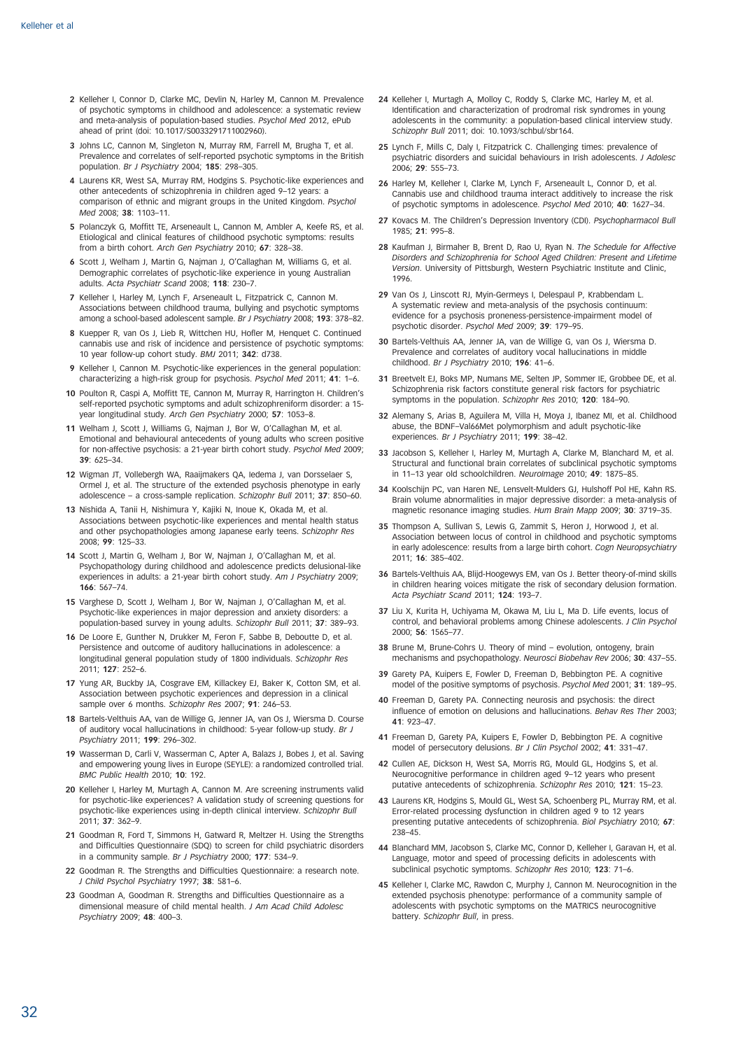2 Kelleher I, Connor D, Clarke MC, Devlin N, Harley M, Cannon M. Prevalence of psychotic symptoms in childhood and adolescence: a systematic review and meta-analysis of population-based studies. *Psychol Med* 2012, ePub ahead of print (doi: 10.1017/S0033291711002960).

3 Johns LC, Cannon M, Singleton N, Murray RM, Farrell M, Brugha T, et al. Prevalence and correlates of self-reported psychotic symptoms in the British population. *Br J Psychiatry* 2004; **185**: 298–305.

4 Laurens KR, West SA, Murray RM, Hodgins S. Psychotic-like experiences and other antecedents of schizophrenia in children aged 9–12 years: a comparison of ethnic and migrant groups in the United Kingdom. *Psychol Med* 2008; **38**: 1103–11.

5 Polanczyk G, Moffitt TE, Arseneault L, Cannon M, Ambler A, Keefe RS, et al. Etiological and clinical features of childhood psychotic symptoms: results from a birth cohort. *Arch Gen Psychiatry* 2010; **67**: 328–38.

6 Scott J, Welham J, Martin G, Najman J, O'Callaghan M, Williams G, et al. Demographic correlates of psychotic-like experience in young Australian adults. *Acta Psychiatr Scand* 2008; **118**: 230–7.

7 Kelleher I, Harley M, Lynch F, Arseneault L, Fitzpatrick C, Cannon M. Associations between childhood trauma, bullying and psychotic symptoms among a school-based adolescent sample. *Br J Psychiatry* 2008; **193**: 378–82.

8 Kuepper R, van Os J, Lieb R, Wittchen HU, Hofler M, Henquet C. Continued cannabis use and risk of incidence and persistence of psychotic symptoms: 10 year follow-up cohort study. *BMJ* 2011; **342**: d738.

9 Kelleher I, Cannon M. Psychotic-like experiences in the general population: characterizing a high-risk group for psychosis. *Psychol Med* 2011; **41**: 1–6.

10 Poulton R, Caspi A, Moffitt TE, Cannon M, Murray R, Harrington H. Children's self-reported psychotic symptoms and adult schizophreniform disorder: a 15-year longitudinal study. *Arch Gen Psychiatry* 2000; **57**: 1053–8.

11 Welham J, Scott J, Williams G, Najman J, Bor W, O'Callaghan M, et al. Emotional and behavioural antecedents of young adults who screen positive for non-affective psychosis: a 21-year birth cohort study. *Psychol Med* 2009; **39**: 625–34.

12 Wigman JT, Vollebergh WA, Raaijmakers QA, Iedema J, van Dorsselaer S, Ormel J, et al. The structure of the extended psychosis phenotype in early adolescence – a cross-sample replication. *Schizophr Bull* 2011; **37**: 850–60.

13 Nishida A, Tanii H, Nishimura Y, Kajiki N, Inoue K, Okada M, et al. Associations between psychotic-like experiences and mental health status and other psychopathologies among Japanese early teens. *Schizophr Res* 2008; **99**: 125–33.

14 Scott J, Martin G, Welham J, Bor W, Najman J, O'Callaghan M, et al. Psychopathology during childhood and adolescence predicts delusional-like experiences in adults: a 21-year birth cohort study. *Am J Psychiatry* 2009; **166**: 567–74.

15 Varghese D, Scott J, Welham J, Bor W, Najman J, O'Callaghan M, et al. Psychotic-like experiences in major depression and anxiety disorders: a population-based survey in young adults. *Schizophr Bull* 2011; **37**: 389–93.

16 De Loore E, Gunther N, Drukker M, Feron F, Sabbe B, Deboutte D, et al. Persistence and outcome of auditory hallucinations in adolescence: a longitudinal general population study of 1800 individuals. *Schizophr Res* 2011; **127**: 252–6.

17 Yung AR, Buckby JA, Cosgrave EM, Killackey EJ, Baker K, Cotton SM, et al. Association between psychotic experiences and depression in a clinical sample over 6 months. *Schizophr Res* 2007; **91**: 246–53.

18 Bartels-Velthuis AA, van de Willige G, Jenner JA, van Os J, Wiersma D. Course of auditory vocal hallucinations in childhood: 5-year follow-up study. *Br J Psychiatry* 2011; **199**: 296–302.

19 Wasserman D, Carli V, Wasserman C, Apter A, Balazs J, Bobes J, et al. Saving and empowering young lives in Europe (SEYLE): a randomized controlled trial. *BMC Public Health* 2010; **10**: 192.

20 Kelleher I, Harley M, Murtagh A, Cannon M. Are screening instruments valid for psychotic-like experiences? A validation study of screening questions for psychotic-like experiences using in-depth clinical interview. *Schizophr Bull* 2011; **37**: 362–9.

21 Goodman R, Ford T, Simmons H, Gatward R, Meltzer H. Using the Strengths and Difficulties Questionnaire (SDQ) to screen for child psychiatric disorders in a community sample. *Br J Psychiatry* 2000; **177**: 534–9.

22 Goodman R. The Strengths and Difficulties Questionnaire: a research note. *J Child Psychol Psychiatry* 1997; **38**: 581–6.

23 Goodman A, Goodman R. Strengths and Difficulties Questionnaire as a dimensional measure of child mental health. *J Am Acad Child Adolesc Psychiatry* 2009; **48**: 400–3.

24 Kelleher I, Murtagh A, Molloy C, Roddy S, Clarke MC, Harley M, et al. Identification and characterization of prodromal risk syndromes in young adolescents in the community: a population-based clinical interview study. *Schizophr Bull* 2011; doi: 10.1093/schbul/sbr164.

25 Lynch F, Mills C, Daly I, Fitzpatrick C. Challenging times: prevalence of psychiatric disorders and suicidal behaviours in Irish adolescents. *J Adolesc* 2006; **29**: 555–73.

26 Harley M, Kelleher I, Clarke M, Lynch F, Arseneault L, Connor D, et al. Cannabis use and childhood trauma interact additively to increase the risk of psychotic symptoms in adolescence. *Psychol Med* 2010; **40**: 1627–34.

27 Kovacs M. The Children's Depression Inventory (CDI). *Psychopharmacol Bull* 1985; **21**: 995–8.

28 Kaufman J, Birmaher B, Brent D, Rao U, Ryan N. *The Schedule for Affective Disorders and Schizophrenia for School Aged Children: Present and Lifetime Version*. University of Pittsburgh, Western Psychiatric Institute and Clinic, 1996.

29 Van Os J, Linscott RJ, Myin-Germeys I, Delespaul P, Krabbendam L. A systematic review and meta-analysis of the psychosis continuum: evidence for a psychosis proneness-persistence-impairment model of psychotic disorder. *Psychol Med* 2009; **39**: 179–95.

30 Bartels-Velthuis AA, Jenner JA, van de Willige G, van Os J, Wiersma D. Prevalence and correlates of auditory vocal hallucinations in middle childhood. *Br J Psychiatry* 2010; **196**: 41–6.

31 Breetvelt EJ, Boks MP, Numans ME, Selten JP, Sommer IE, Grobbee DE, et al. Schizophrenia risk factors constitute general risk factors for psychiatric symptoms in the population. *Schizophr Res* 2010; **120**: 184–90.

32 Alemany S, Arias B, Aguilera M, Villa H, Moya J, Ibanez MI, et al. Childhood abuse, the BDNF–Val66Met polymorphism and adult psychotic-like experiences. *Br J Psychiatry* 2011; **199**: 38–42.

33 Jacobson S, Kelleher I, Harley M, Murtagh A, Clarke M, Blanchard M, et al. Structural and functional brain correlates of subclinical psychotic symptoms in 11–13 year old schoolchildren. *NeuroImage* 2010; **49**: 1875–85.

34 Koolschijn PC, van Haren NE, Lensvelt-Mulders GJ, Hulshoff Pol HE, Kahn RS. Brain volume abnormalities in major depressive disorder: a meta-analysis of magnetic resonance imaging studies. *Hum Brain Mapp* 2009; **30**: 3719–35.

35 Thompson A, Sullivan S, Lewis G, Zammit S, Heron J, Horwood J, et al. Association between locus of control in childhood and psychotic symptoms in early adolescence: results from a large birth cohort. *Cogn Neuropsychiatry* 2011; **16**: 385–402.

36 Bartels-Velthuis AA, Blijd-Hoogewys EM, van Os J. Better theory-of-mind skills in children hearing voices mitigate the risk of secondary delusion formation. *Acta Psychiatr Scand* 2011; **124**: 193–7.

37 Liu X, Kurita H, Uchiyama M, Okawa M, Liu L, Ma D. Life events, locus of control, and behavioral problems among Chinese adolescents. *J Clin Psychol* 2000; **56**: 1565–77.

38 Brune M, Brune-Cohrs U. Theory of mind – evolution, ontogeny, brain mechanisms and psychopathology. *Neurosci Biobehav Rev* 2006; **30**: 437–55.

39 Garety PA, Kuipers E, Fowler D, Freeman D, Bebbington PE. A cognitive model of the positive symptoms of psychosis. *Psychol Med* 2001; **31**: 189–95.

40 Freeman D, Garety PA. Connecting neurosis and psychosis: the direct influence of emotion on delusions and hallucinations. *Behav Res Ther* 2003; **41**: 923–47.

41 Freeman D, Garety PA, Kuipers E, Fowler D, Bebbington PE. A cognitive model of persecutory delusions. *Br J Clin Psychol* 2002; **41**: 331–47.

42 Cullen AE, Dickson H, West SA, Morris RG, Mould GL, Hodgins S, et al. Neurocognitive performance in children aged 9–12 years who present putative antecedents of schizophrenia. *Schizophr Res* 2010; **121**: 15–23.

43 Laurens KR, Hodgins S, Mould GL, West SA, Schoenberg PL, Murray RM, et al. Error-related processing dysfunction in children aged 9 to 12 years presenting putative antecedents of schizophrenia. *Biol Psychiatry* 2010; **67**: 238–45.

44 Blanchard MM, Jacobson S, Clarke MC, Connor D, Kelleher I, Garavan H, et al. Language, motor and speed of processing deficits in adolescents with subclinical psychotic symptoms. *Schizophr Res* 2010; **123**: 71–6.

45 Kelleher I, Clarke MC, Rawdon C, Murphy J, Cannon M. Neurocognition in the extended psychosis phenotype: performance of a community sample of adolescents with psychotic symptoms on the MATRICS neurocognitive battery. *Schizophr Bull*, in press.